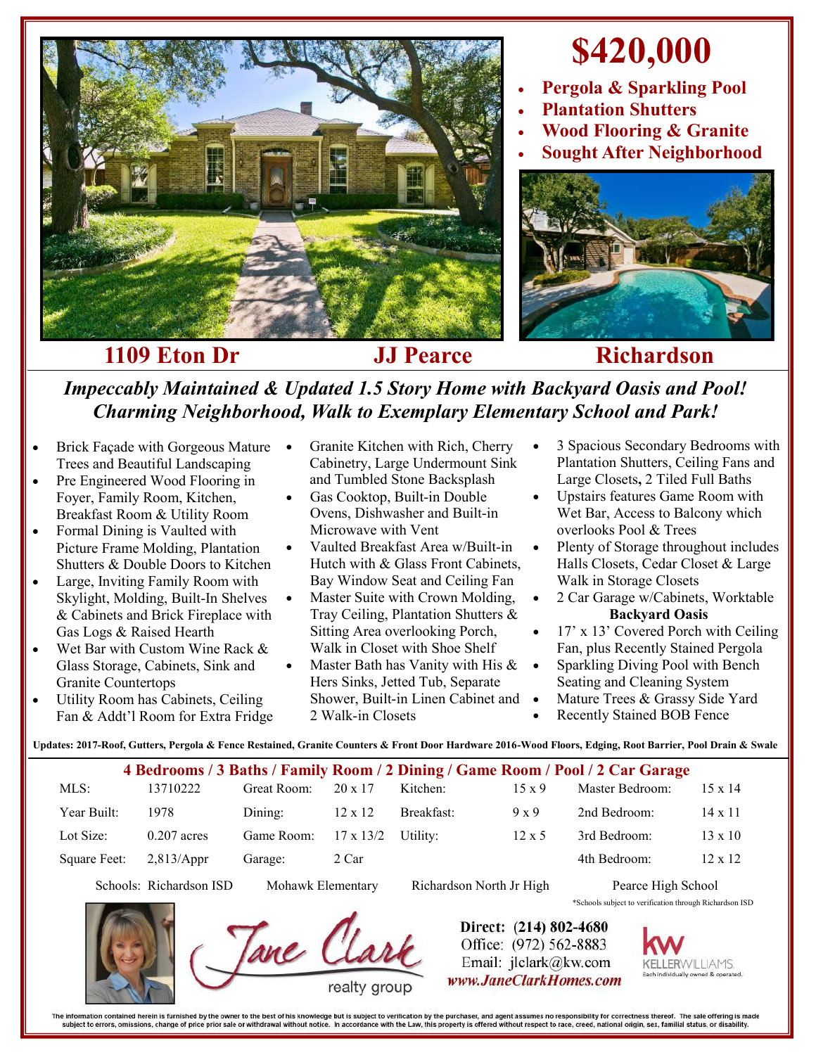# $420,000

- **Pergola & Sparkling Pool**
- **Plantation Shutters**
- **Wood Flooring & Granite**
- **Sought After Neighborhood**

## 1109 Eton Dr　　JJ Pearce　　Richardson

***Impeccably Maintained & Updated 1.5 Story Home with Backyard Oasis and Pool! Charming Neighborhood, Walk to Exemplary Elementary School and Park!***

- Brick Façade with Gorgeous Mature Trees and Beautiful Landscaping
- Pre Engineered Wood Flooring in Foyer, Family Room, Kitchen, Breakfast Room & Utility Room
- Formal Dining is Vaulted with Picture Frame Molding, Plantation Shutters & Double Doors to Kitchen
- Large, Inviting Family Room with Skylight, Molding, Built-In Shelves & Cabinets and Brick Fireplace with Gas Logs & Raised Hearth
- Wet Bar with Custom Wine Rack & Glass Storage, Cabinets, Sink and Granite Countertops
- Utility Room has Cabinets, Ceiling Fan & Addt'l Room for Extra Fridge
- Granite Kitchen with Rich, Cherry Cabinetry, Large Undermount Sink and Tumbled Stone Backsplash
- Gas Cooktop, Built-in Double Ovens, Dishwasher and Built-in Microwave with Vent
- Vaulted Breakfast Area w/Built-in Hutch with & Glass Front Cabinets, Bay Window Seat and Ceiling Fan
- Master Suite with Crown Molding, Tray Ceiling, Plantation Shutters & Sitting Area overlooking Porch, Walk in Closet with Shoe Shelf
- Master Bath has Vanity with His & Hers Sinks, Jetted Tub, Separate Shower, Built-in Linen Cabinet and 2 Walk-in Closets
- 3 Spacious Secondary Bedrooms with Plantation Shutters, Ceiling Fans and Large Closets**,** 2 Tiled Full Baths
- Upstairs features Game Room with Wet Bar, Access to Balcony which overlooks Pool & Trees
- Plenty of Storage throughout includes Halls Closets, Cedar Closet & Large Walk in Storage Closets
- 2 Car Garage w/Cabinets, Worktable

**Backyard Oasis**

- 17' x 13' Covered Porch with Ceiling Fan, plus Recently Stained Pergola
- Sparkling Diving Pool with Bench Seating and Cleaning System
- Mature Trees & Grassy Side Yard
- Recently Stained BOB Fence

**Updates: 2017-Roof, Gutters, Pergola & Fence Restained, Granite Counters & Front Door Hardware 2016-Wood Floors, Edging, Root Barrier, Pool Drain & Swale**

### 4 Bedrooms / 3 Baths / Family Room / 2 Dining / Game Room / Pool / 2 Car Garage

| | | | | | | | |
|---|---|---|---|---|---|---|---|
| MLS: | 13710222 | Great Room: | 20 x 17 | Kitchen: | 15 x 9 | Master Bedroom: | 15 x 14 |
| Year Built: | 1978 | Dining: | 12 x 12 | Breakfast: | 9 x 9 | 2nd Bedroom: | 14 x 11 |
| Lot Size: | 0.207 acres | Game Room: | 17 x 13/2 | Utility: | 12 x 5 | 3rd Bedroom: | 13 x 10 |
| Square Feet: | 2,813/Appr | Garage: | 2 Car | | | 4th Bedroom: | 12 x 12 |

Schools: Richardson ISD　Mohawk Elementary　Richardson North Jr High　Pearce High School

*Schools subject to verification through Richardson ISD

Jane Clark realty group

Direct: (214) 802-4680
Office: (972) 562-8883
Email: jlclark@kw.com
*www.JaneClarkHomes.com*

KELLERWILLIAMS. Each individually owned & operated.

The information contained herein is furnished by the owner to the best of his knowledge but is subject to verification by the purchaser, and agent assumes no responsibility for correctness thereof. The sale offering is made subject to errors, omissions, charge of price prior sale or withdrawal without notice. In accordance with the Law, this property is offered without respect to race, creed, national origin, sex, familial status, or disability.